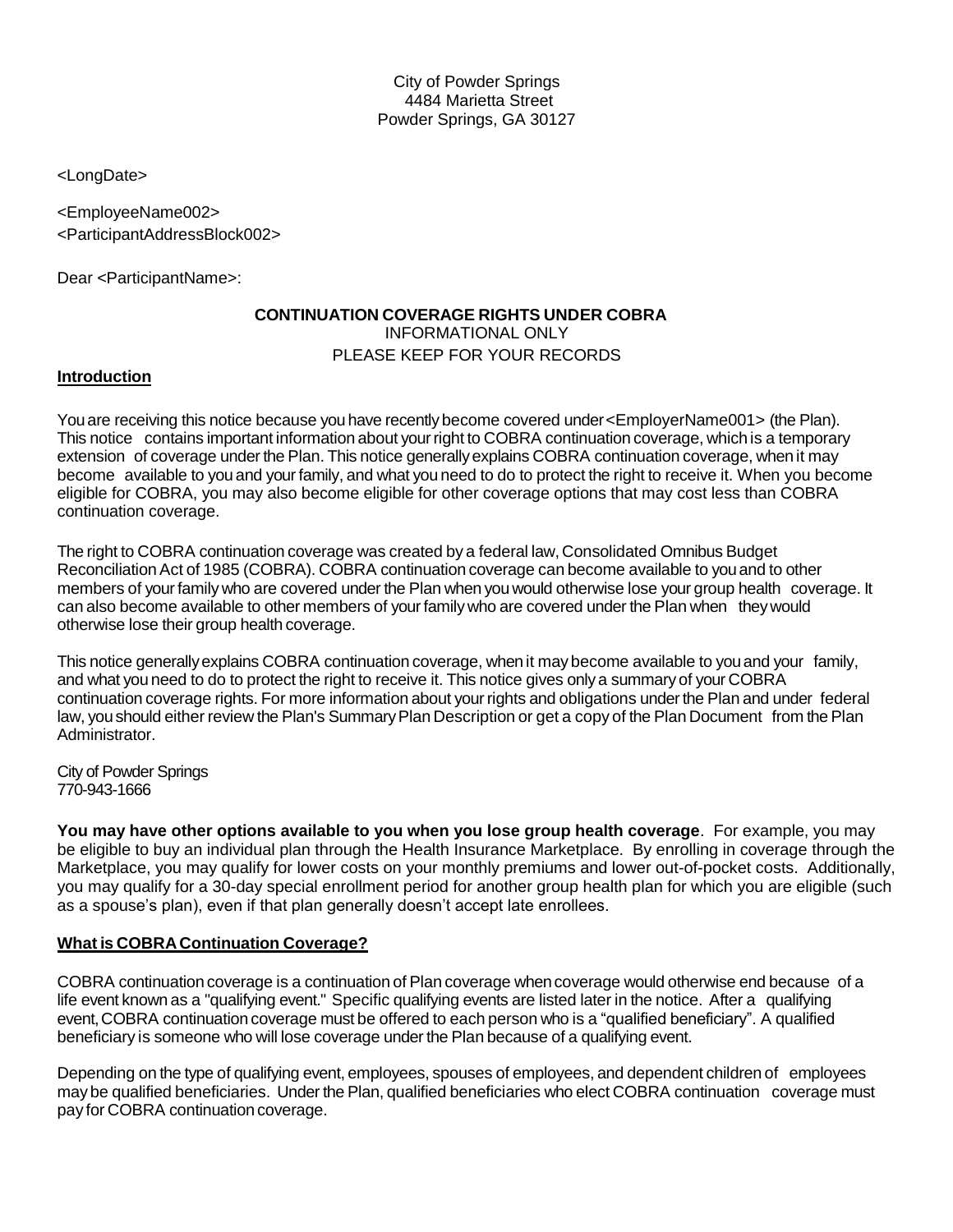City of Powder Springs
4484 Marietta Street
Powder Springs, GA 30127

<LongDate>

<EmployeeName002>
<ParticipantAddressBlock002>

Dear <ParticipantName>:

**CONTINUATION COVERAGE RIGHTS UNDER COBRA**
INFORMATIONAL ONLY
PLEASE KEEP FOR YOUR RECORDS

**Introduction**

You are receiving this notice because you have recently become covered under <EmployerName001> (the Plan). This notice contains important information about your right to COBRA continuation coverage, which is a temporary extension of coverage under the Plan. This notice generally explains COBRA continuation coverage, when it may become available to you and your family, and what you need to do to protect the right to receive it. When you become eligible for COBRA, you may also become eligible for other coverage options that may cost less than COBRA continuation coverage.

The right to COBRA continuation coverage was created by a federal law, Consolidated Omnibus Budget Reconciliation Act of 1985 (COBRA). COBRA continuation coverage can become available to you and to other members of your family who are covered under the Plan when you would otherwise lose your group health coverage. It can also become available to other members of your family who are covered under the Plan when they would otherwise lose their group health coverage.

This notice generally explains COBRA continuation coverage, when it may become available to you and your family, and what you need to do to protect the right to receive it. This notice gives only a summary of your COBRA continuation coverage rights. For more information about your rights and obligations under the Plan and under federal law, you should either review the Plan's Summary Plan Description or get a copy of the Plan Document from the Plan Administrator.

City of Powder Springs
770-943-1666

**You may have other options available to you when you lose group health coverage**. For example, you may be eligible to buy an individual plan through the Health Insurance Marketplace. By enrolling in coverage through the Marketplace, you may qualify for lower costs on your monthly premiums and lower out-of-pocket costs. Additionally, you may qualify for a 30-day special enrollment period for another group health plan for which you are eligible (such as a spouse's plan), even if that plan generally doesn't accept late enrollees.

**What is COBRA Continuation Coverage?**

COBRA continuation coverage is a continuation of Plan coverage when coverage would otherwise end because of a life event known as a "qualifying event." Specific qualifying events are listed later in the notice. After a qualifying event, COBRA continuation coverage must be offered to each person who is a "qualified beneficiary". A qualified beneficiary is someone who will lose coverage under the Plan because of a qualifying event.

Depending on the type of qualifying event, employees, spouses of employees, and dependent children of employees may be qualified beneficiaries. Under the Plan, qualified beneficiaries who elect COBRA continuation coverage must pay for COBRA continuation coverage.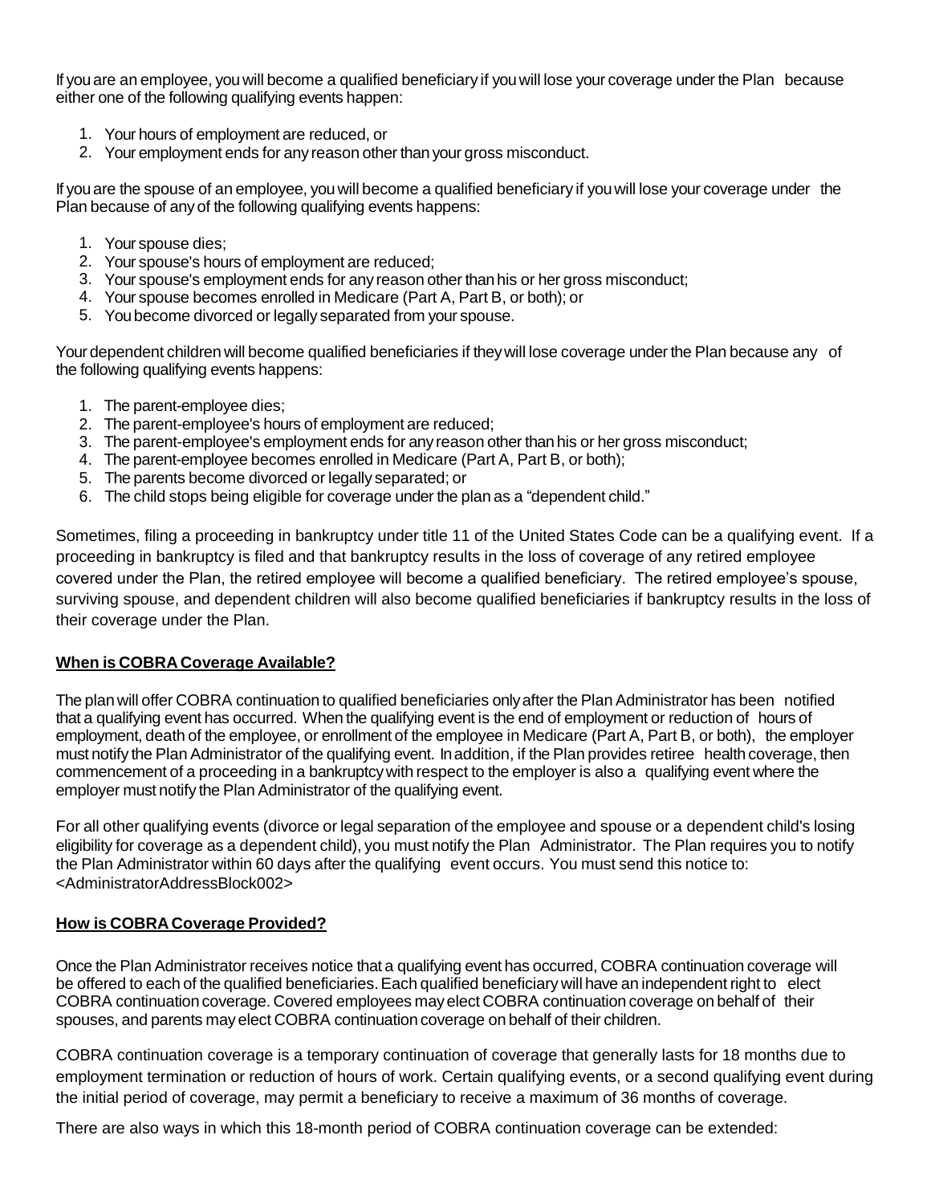If you are an employee, you will become a qualified beneficiary if you will lose your coverage under the Plan because either one of the following qualifying events happen:

1. Your hours of employment are reduced, or
2. Your employment ends for any reason other than your gross misconduct.

If you are the spouse of an employee, you will become a qualified beneficiary if you will lose your coverage under the Plan because of any of the following qualifying events happens:

1. Your spouse dies;
2. Your spouse's hours of employment are reduced;
3. Your spouse's employment ends for any reason other than his or her gross misconduct;
4. Your spouse becomes enrolled in Medicare (Part A, Part B, or both); or
5. You become divorced or legally separated from your spouse.

Your dependent children will become qualified beneficiaries if they will lose coverage under the Plan because any of the following qualifying events happens:

1. The parent-employee dies;
2. The parent-employee's hours of employment are reduced;
3. The parent-employee's employment ends for any reason other than his or her gross misconduct;
4. The parent-employee becomes enrolled in Medicare (Part A, Part B, or both);
5. The parents become divorced or legally separated; or
6. The child stops being eligible for coverage under the plan as a "dependent child."

Sometimes, filing a proceeding in bankruptcy under title 11 of the United States Code can be a qualifying event. If a proceeding in bankruptcy is filed and that bankruptcy results in the loss of coverage of any retired employee covered under the Plan, the retired employee will become a qualified beneficiary. The retired employee's spouse, surviving spouse, and dependent children will also become qualified beneficiaries if bankruptcy results in the loss of their coverage under the Plan.

**When is COBRA Coverage Available?**

The plan will offer COBRA continuation to qualified beneficiaries only after the Plan Administrator has been notified that a qualifying event has occurred. When the qualifying event is the end of employment or reduction of hours of employment, death of the employee, or enrollment of the employee in Medicare (Part A, Part B, or both), the employer must notify the Plan Administrator of the qualifying event. In addition, if the Plan provides retiree health coverage, then commencement of a proceeding in a bankruptcy with respect to the employer is also a qualifying event where the employer must notify the Plan Administrator of the qualifying event.

For all other qualifying events (divorce or legal separation of the employee and spouse or a dependent child's losing eligibility for coverage as a dependent child), you must notify the Plan Administrator. The Plan requires you to notify the Plan Administrator within 60 days after the qualifying event occurs. You must send this notice to:
<AdministratorAddressBlock002>

**How is COBRA Coverage Provided?**

Once the Plan Administrator receives notice that a qualifying event has occurred, COBRA continuation coverage will be offered to each of the qualified beneficiaries. Each qualified beneficiary will have an independent right to elect COBRA continuation coverage. Covered employees may elect COBRA continuation coverage on behalf of their spouses, and parents may elect COBRA continuation coverage on behalf of their children.

COBRA continuation coverage is a temporary continuation of coverage that generally lasts for 18 months due to employment termination or reduction of hours of work. Certain qualifying events, or a second qualifying event during the initial period of coverage, may permit a beneficiary to receive a maximum of 36 months of coverage.

There are also ways in which this 18-month period of COBRA continuation coverage can be extended: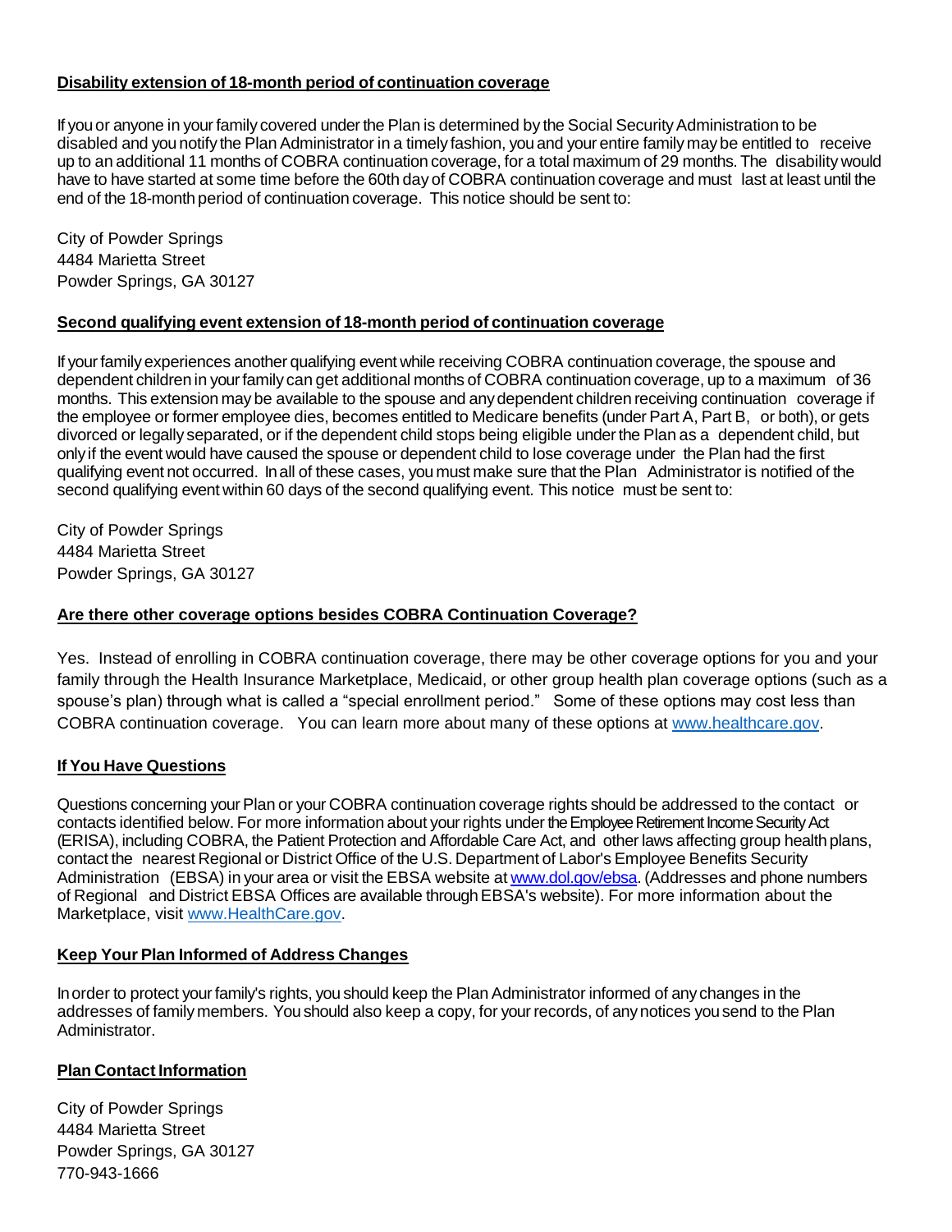**Disability extension of 18-month period of continuation coverage**

If you or anyone in your family covered under the Plan is determined by the Social Security Administration to be disabled and you notify the Plan Administrator in a timely fashion, you and your entire family may be entitled to receive up to an additional 11 months of COBRA continuation coverage, for a total maximum of 29 months. The disability would have to have started at some time before the 60th day of COBRA continuation coverage and must last at least until the end of the 18-month period of continuation coverage. This notice should be sent to:

City of Powder Springs
4484 Marietta Street
Powder Springs, GA 30127

**Second qualifying event extension of 18-month period of continuation coverage**

If your family experiences another qualifying event while receiving COBRA continuation coverage, the spouse and dependent children in your family can get additional months of COBRA continuation coverage, up to a maximum of 36 months. This extension may be available to the spouse and any dependent children receiving continuation coverage if the employee or former employee dies, becomes entitled to Medicare benefits (under Part A, Part B, or both), or gets divorced or legally separated, or if the dependent child stops being eligible under the Plan as a dependent child, but only if the event would have caused the spouse or dependent child to lose coverage under the Plan had the first qualifying event not occurred. In all of these cases, you must make sure that the Plan Administrator is notified of the second qualifying event within 60 days of the second qualifying event. This notice must be sent to:

City of Powder Springs
4484 Marietta Street
Powder Springs, GA 30127

**Are there other coverage options besides COBRA Continuation Coverage?**

Yes. Instead of enrolling in COBRA continuation coverage, there may be other coverage options for you and your family through the Health Insurance Marketplace, Medicaid, or other group health plan coverage options (such as a spouse's plan) through what is called a "special enrollment period." Some of these options may cost less than COBRA continuation coverage. You can learn more about many of these options at www.healthcare.gov.

**If You Have Questions**

Questions concerning your Plan or your COBRA continuation coverage rights should be addressed to the contact or contacts identified below. For more information about your rights under the Employee Retirement Income Security Act (ERISA), including COBRA, the Patient Protection and Affordable Care Act, and other laws affecting group health plans, contact the nearest Regional or District Office of the U.S. Department of Labor's Employee Benefits Security Administration (EBSA) in your area or visit the EBSA website at www.dol.gov/ebsa. (Addresses and phone numbers of Regional and District EBSA Offices are available through EBSA's website). For more information about the Marketplace, visit www.HealthCare.gov.

**Keep Your Plan Informed of Address Changes**

In order to protect your family's rights, you should keep the Plan Administrator informed of any changes in the addresses of family members. You should also keep a copy, for your records, of any notices you send to the Plan Administrator.

**Plan Contact Information**

City of Powder Springs
4484 Marietta Street
Powder Springs, GA 30127
770-943-1666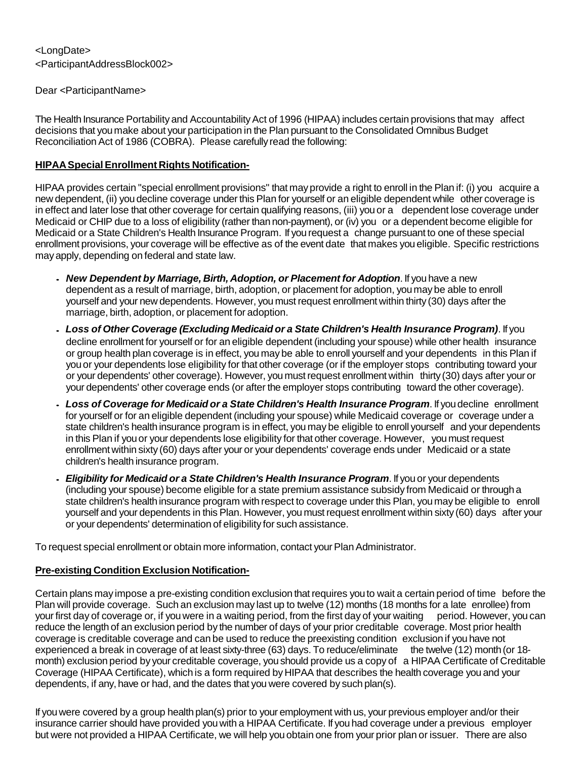<LongDate>
<ParticipantAddressBlock002>

Dear <ParticipantName>

The Health Insurance Portability and Accountability Act of 1996 (HIPAA) includes certain provisions that may affect decisions that you make about your participation in the Plan pursuant to the Consolidated Omnibus Budget Reconciliation Act of 1986 (COBRA). Please carefully read the following:

**<u>HIPAA Special Enrollment Rights Notification-</u>**

HIPAA provides certain "special enrollment provisions" that may provide a right to enroll in the Plan if: (i) you acquire a new dependent, (ii) you decline coverage under this Plan for yourself or an eligible dependent while other coverage is in effect and later lose that other coverage for certain qualifying reasons, (iii) you or a dependent lose coverage under Medicaid or CHIP due to a loss of eligibility (rather than non-payment), or (iv) you or a dependent become eligible for Medicaid or a State Children's Health Insurance Program. If you request a change pursuant to one of these special enrollment provisions, your coverage will be effective as of the event date that makes you eligible. Specific restrictions may apply, depending on federal and state law.

- ***New Dependent by Marriage, Birth, Adoption, or Placement for Adoption***. If you have a new dependent as a result of marriage, birth, adoption, or placement for adoption, you may be able to enroll yourself and your new dependents. However, you must request enrollment within thirty (30) days after the marriage, birth, adoption, or placement for adoption.
- ***Loss of Other Coverage (Excluding Medicaid or a State Children's Health Insurance Program)***. If you decline enrollment for yourself or for an eligible dependent (including your spouse) while other health insurance or group health plan coverage is in effect, you may be able to enroll yourself and your dependents in this Plan if you or your dependents lose eligibility for that other coverage (or if the employer stops contributing toward your or your dependents' other coverage). However, you must request enrollment within thirty (30) days after your or your dependents' other coverage ends (or after the employer stops contributing toward the other coverage).
- ***Loss of Coverage for Medicaid or a State Children's Health Insurance Program***. If you decline enrollment for yourself or for an eligible dependent (including your spouse) while Medicaid coverage or coverage under a state children's health insurance program is in effect, you may be eligible to enroll yourself and your dependents in this Plan if you or your dependents lose eligibility for that other coverage. However, you must request enrollment within sixty (60) days after your or your dependents' coverage ends under Medicaid or a state children's health insurance program.
- ***Eligibility for Medicaid or a State Children's Health Insurance Program***. If you or your dependents (including your spouse) become eligible for a state premium assistance subsidy from Medicaid or through a state children's health insurance program with respect to coverage under this Plan, you may be eligible to enroll yourself and your dependents in this Plan. However, you must request enrollment within sixty (60) days after your or your dependents' determination of eligibility for such assistance.

To request special enrollment or obtain more information, contact your Plan Administrator.

**<u>Pre-existing Condition Exclusion Notification-</u>**

Certain plans may impose a pre-existing condition exclusion that requires you to wait a certain period of time before the Plan will provide coverage. Such an exclusion may last up to twelve (12) months (18 months for a late enrollee) from your first day of coverage or, if you were in a waiting period, from the first day of your waiting period. However, you can reduce the length of an exclusion period by the number of days of your prior creditable coverage. Most prior health coverage is creditable coverage and can be used to reduce the preexisting condition exclusion if you have not experienced a break in coverage of at least sixty-three (63) days. To reduce/eliminate the twelve (12) month (or 18-month) exclusion period by your creditable coverage, you should provide us a copy of a HIPAA Certificate of Creditable Coverage (HIPAA Certificate), which is a form required by HIPAA that describes the health coverage you and your dependents, if any, have or had, and the dates that you were covered by such plan(s).

If you were covered by a group health plan(s) prior to your employment with us, your previous employer and/or their insurance carrier should have provided you with a HIPAA Certificate. If you had coverage under a previous employer but were not provided a HIPAA Certificate, we will help you obtain one from your prior plan or issuer. There are also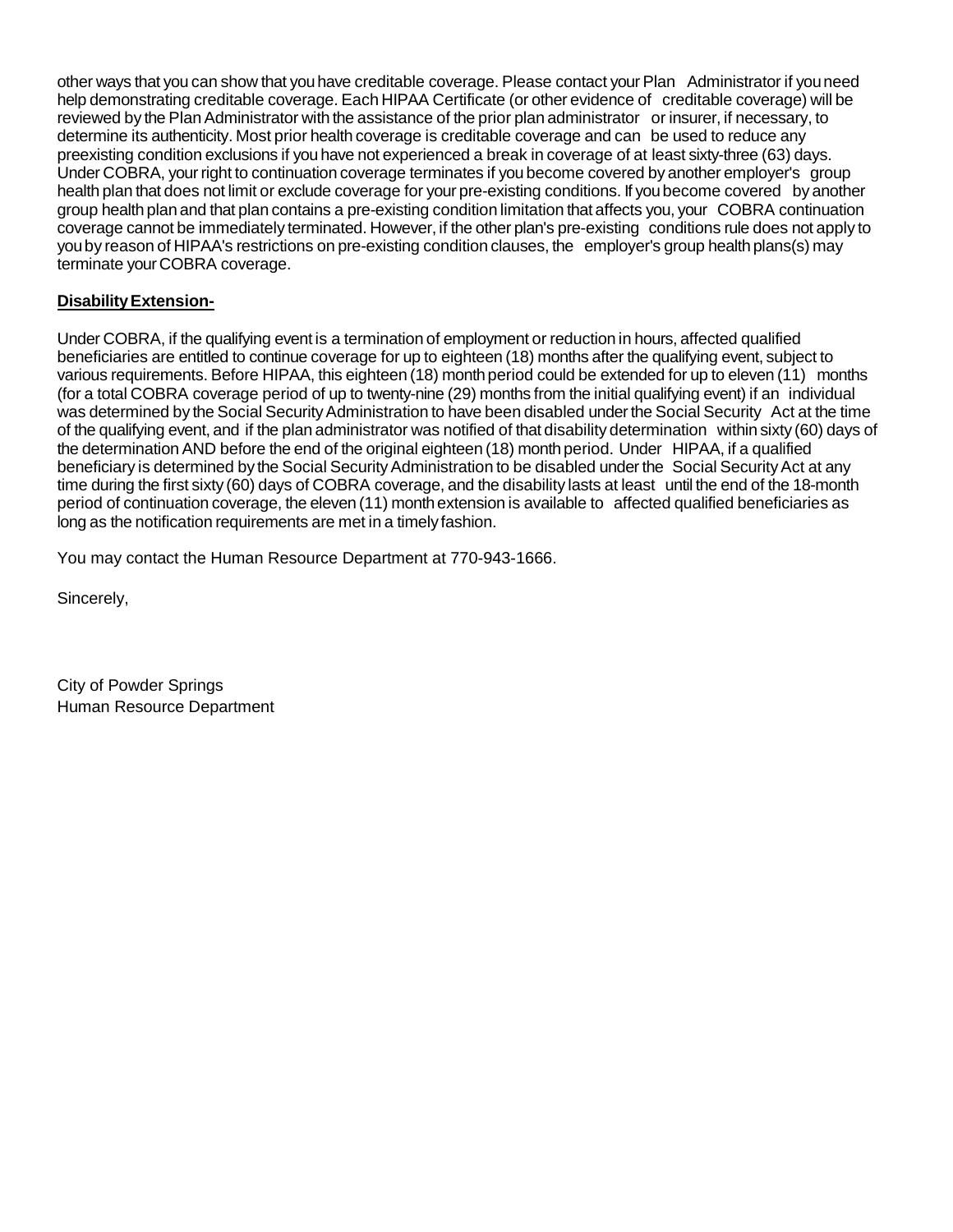other ways that you can show that you have creditable coverage. Please contact your Plan Administrator if you need help demonstrating creditable coverage. Each HIPAA Certificate (or other evidence of creditable coverage) will be reviewed by the Plan Administrator with the assistance of the prior plan administrator or insurer, if necessary, to determine its authenticity. Most prior health coverage is creditable coverage and can be used to reduce any preexisting condition exclusions if you have not experienced a break in coverage of at least sixty-three (63) days. Under COBRA, your right to continuation coverage terminates if you become covered by another employer's group health plan that does not limit or exclude coverage for your pre-existing conditions. If you become covered by another group health plan and that plan contains a pre-existing condition limitation that affects you, your COBRA continuation coverage cannot be immediately terminated. However, if the other plan's pre-existing conditions rule does not apply to you by reason of HIPAA's restrictions on pre-existing condition clauses, the employer's group health plans(s) may terminate your COBRA coverage.

**Disability Extension-**

Under COBRA, if the qualifying event is a termination of employment or reduction in hours, affected qualified beneficiaries are entitled to continue coverage for up to eighteen (18) months after the qualifying event, subject to various requirements. Before HIPAA, this eighteen (18) month period could be extended for up to eleven (11) months (for a total COBRA coverage period of up to twenty-nine (29) months from the initial qualifying event) if an individual was determined by the Social Security Administration to have been disabled under the Social Security Act at the time of the qualifying event, and if the plan administrator was notified of that disability determination within sixty (60) days of the determination AND before the end of the original eighteen (18) month period. Under HIPAA, if a qualified beneficiary is determined by the Social Security Administration to be disabled under the Social Security Act at any time during the first sixty (60) days of COBRA coverage, and the disability lasts at least until the end of the 18-month period of continuation coverage, the eleven (11) month extension is available to affected qualified beneficiaries as long as the notification requirements are met in a timely fashion.

You may contact the Human Resource Department at 770-943-1666.

Sincerely,

City of Powder Springs
Human Resource Department